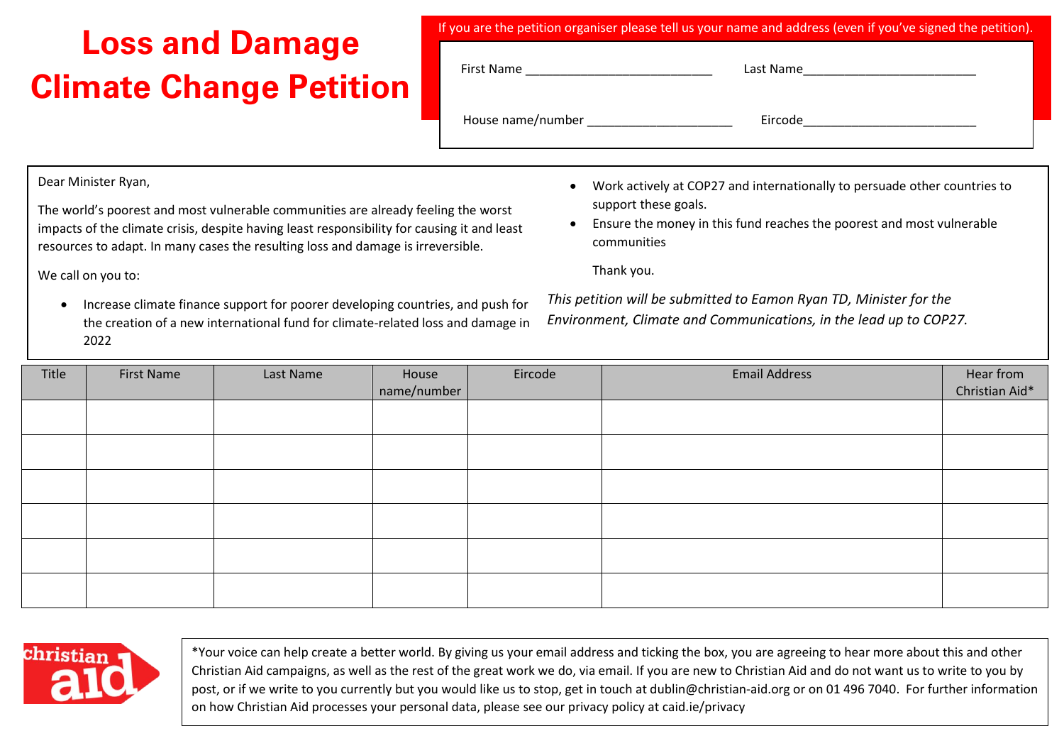# Loss and Damage Climate Change Petition

If you are the petition organiser please tell us your name and address (even if you've signed the petition).

First Name ____________________________ Last Name__________________________

House name/number ______________________ Eircode__________________________

Dear Minister Ryan,

The world's poorest and most vulnerable communities are already feeling the worst impacts of the climate crisis, despite having least responsibility for causing it and least resources to adapt. In many cases the resulting loss and damage is irreversible.

We call on you to:

- Increase climate finance support for poorer developing countries, and push for the creation of a new international fund for climate-related loss and damage in 2022
- Work actively at COP27 and internationally to persuade other countries to support these goals.
- Ensure the money in this fund reaches the poorest and most vulnerable communities

Thank you.

*This petition will be submitted to Eamon Ryan TD, Minister for the Environment, Climate and Communications, in the lead up to COP27.*

| Title | First Name | Last Name | House name/number | Eircode | Email Address | Hear from Christian Aid* |
|---|---|---|---|---|---|---|
| | | | | | | |
| | | | | | | |
| | | | | | | |
| | | | | | | |
| | | | | | | |
| | | | | | | |

christian aid

*Your voice can help create a better world. By giving us your email address and ticking the box, you are agreeing to hear more about this and other Christian Aid campaigns, as well as the rest of the great work we do, via email. If you are new to Christian Aid and do not want us to write to you by post, or if we write to you currently but you would like us to stop, get in touch at dublin@christian-aid.org or on 01 496 7040. For further information on how Christian Aid processes your personal data, please see our privacy policy at caid.ie/privacy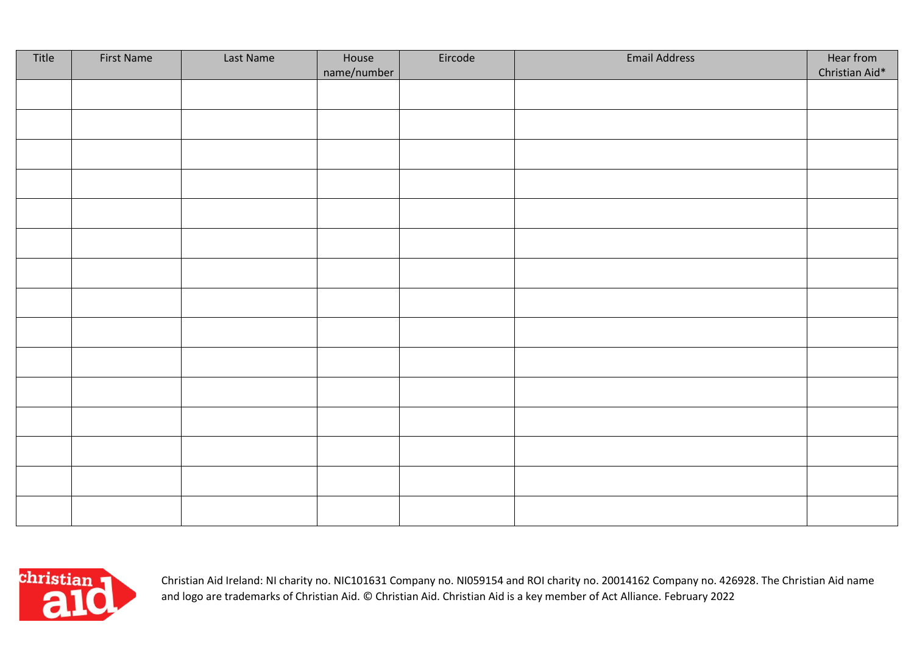| Title | First Name | Last Name | House name/number | Eircode | Email Address | Hear from Christian Aid* |
|---|---|---|---|---|---|---|
| | | | | | | |
| | | | | | | |
| | | | | | | |
| | | | | | | |
| | | | | | | |
| | | | | | | |
| | | | | | | |
| | | | | | | |
| | | | | | | |
| | | | | | | |
| | | | | | | |
| | | | | | | |
| | | | | | | |
| | | | | | | |
| | | | | | | |

christian aid

Christian Aid Ireland: NI charity no. NIC101631 Company no. NI059154 and ROI charity no. 20014162 Company no. 426928. The Christian Aid name and logo are trademarks of Christian Aid. © Christian Aid. Christian Aid is a key member of Act Alliance. February 2022